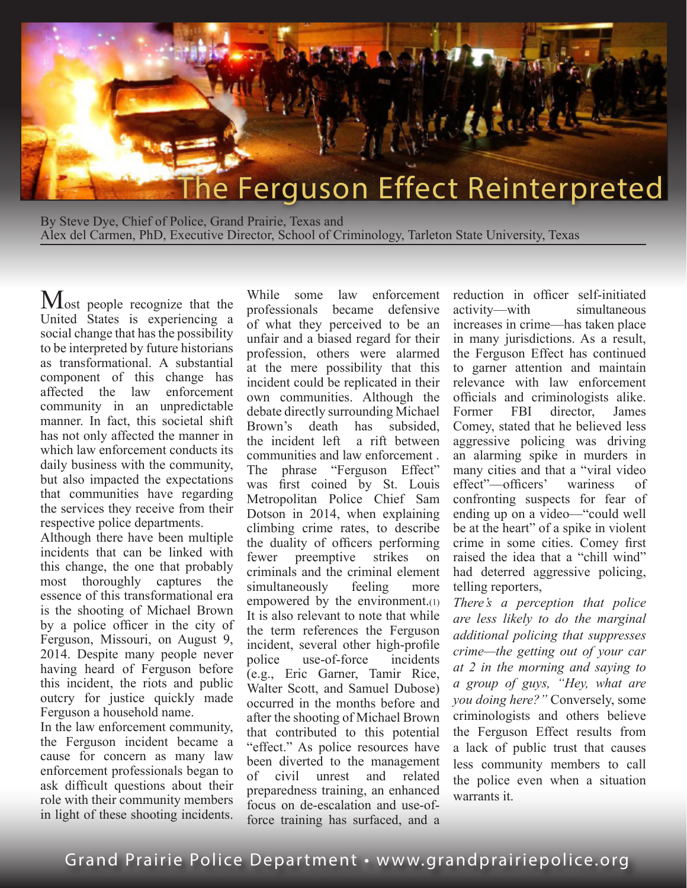# The Ferguson Effect Reinterpreted

By Steve Dye, Chief of Police, Grand Prairie, Texas and
Alex del Carmen, PhD, Executive Director, School of Criminology, Tarleton State University, Texas

Most people recognize that the United States is experiencing a social change that has the possibility to be interpreted by future historians as transformational. A substantial component of this change has affected the law enforcement community in an unpredictable manner. In fact, this societal shift has not only affected the manner in which law enforcement conducts its daily business with the community, but also impacted the expectations that communities have regarding the services they receive from their respective police departments.

Although there have been multiple incidents that can be linked with this change, the one that probably most thoroughly captures the essence of this transformational era is the shooting of Michael Brown by a police officer in the city of Ferguson, Missouri, on August 9, 2014. Despite many people never having heard of Ferguson before this incident, the riots and public outcry for justice quickly made Ferguson a household name.

In the law enforcement community, the Ferguson incident became a cause for concern as many law enforcement professionals began to ask difficult questions about their role with their community members in light of these shooting incidents. While some law enforcement professionals became defensive of what they perceived to be an unfair and a biased regard for their profession, others were alarmed at the mere possibility that this incident could be replicated in their own communities. Although the debate directly surrounding Michael Brown's death has subsided, the incident left a rift between communities and law enforcement . The phrase "Ferguson Effect" was first coined by St. Louis Metropolitan Police Chief Sam Dotson in 2014, when explaining climbing crime rates, to describe the duality of officers performing fewer preemptive strikes on criminals and the criminal element simultaneously feeling more empowered by the environment.(1) It is also relevant to note that while the term references the Ferguson incident, several other high-profile police use-of-force incidents (e.g., Eric Garner, Tamir Rice, Walter Scott, and Samuel Dubose) occurred in the months before and after the shooting of Michael Brown that contributed to this potential "effect." As police resources have been diverted to the management of civil unrest and related preparedness training, an enhanced focus on de-escalation and use-of-force training has surfaced, and a reduction in officer self-initiated activity—with simultaneous increases in crime—has taken place in many jurisdictions. As a result, the Ferguson Effect has continued to garner attention and maintain relevance with law enforcement officials and criminologists alike. Former FBI director, James Comey, stated that he believed less aggressive policing was driving an alarming spike in murders in many cities and that a "viral video effect"—officers' wariness of confronting suspects for fear of ending up on a video—"could well be at the heart" of a spike in violent crime in some cities. Comey first raised the idea that a "chill wind" had deterred aggressive policing, telling reporters,

*There's a perception that police are less likely to do the marginal additional policing that suppresses crime—the getting out of your car at 2 in the morning and saying to a group of guys, "Hey, what are you doing here?"* Conversely, some criminologists and others believe the Ferguson Effect results from a lack of public trust that causes less community members to call the police even when a situation warrants it.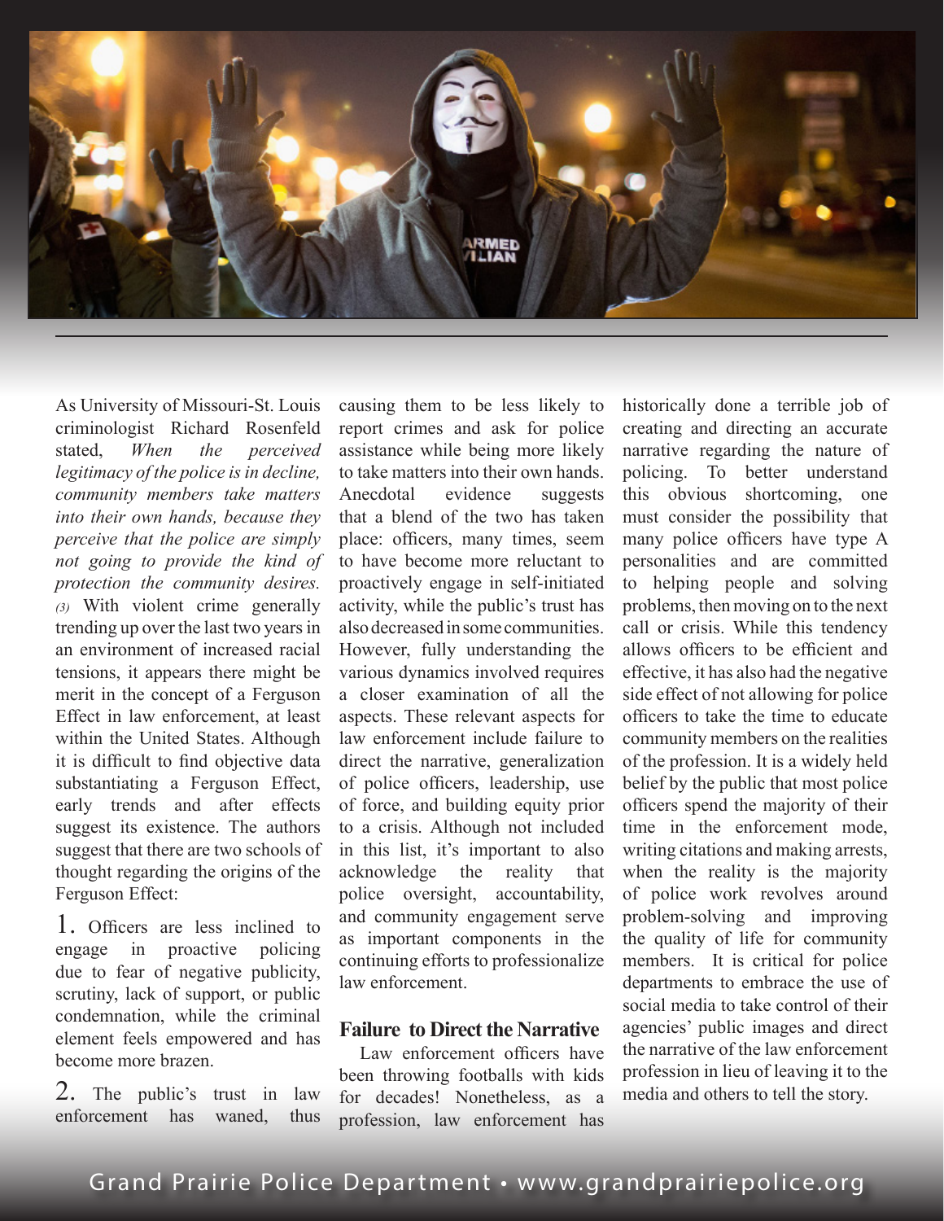As University of Missouri-St. Louis criminologist Richard Rosenfeld stated, *When the perceived legitimacy of the police is in decline, community members take matters into their own hands, because they perceive that the police are simply not going to provide the kind of protection the community desires.* *(3)* With violent crime generally trending up over the last two years in an environment of increased racial tensions, it appears there might be merit in the concept of a Ferguson Effect in law enforcement, at least within the United States. Although it is difficult to find objective data substantiating a Ferguson Effect, early trends and after effects suggest its existence. The authors suggest that there are two schools of thought regarding the origins of the Ferguson Effect:

1. Officers are less inclined to engage in proactive policing due to fear of negative publicity, scrutiny, lack of support, or public condemnation, while the criminal element feels empowered and has become more brazen.

2. The public's trust in law enforcement has waned, thus causing them to be less likely to report crimes and ask for police assistance while being more likely to take matters into their own hands.

Anecdotal evidence suggests that a blend of the two has taken place: officers, many times, seem to have become more reluctant to proactively engage in self-initiated activity, while the public's trust has also decreased in some communities. However, fully understanding the various dynamics involved requires a closer examination of all the aspects. These relevant aspects for law enforcement include failure to direct the narrative, generalization of police officers, leadership, use of force, and building equity prior to a crisis. Although not included in this list, it's important to also acknowledge the reality that police oversight, accountability, and community engagement serve as important components in the continuing efforts to professionalize law enforcement.

## Failure to Direct the Narrative

Law enforcement officers have been throwing footballs with kids for decades! Nonetheless, as a profession, law enforcement has historically done a terrible job of creating and directing an accurate narrative regarding the nature of policing. To better understand this obvious shortcoming, one must consider the possibility that many police officers have type A personalities and are committed to helping people and solving problems, then moving on to the next call or crisis. While this tendency allows officers to be efficient and effective, it has also had the negative side effect of not allowing for police officers to take the time to educate community members on the realities of the profession. It is a widely held belief by the public that most police officers spend the majority of their time in the enforcement mode, writing citations and making arrests, when the reality is the majority of police work revolves around problem-solving and improving the quality of life for community members. It is critical for police departments to embrace the use of social media to take control of their agencies' public images and direct the narrative of the law enforcement profession in lieu of leaving it to the media and others to tell the story.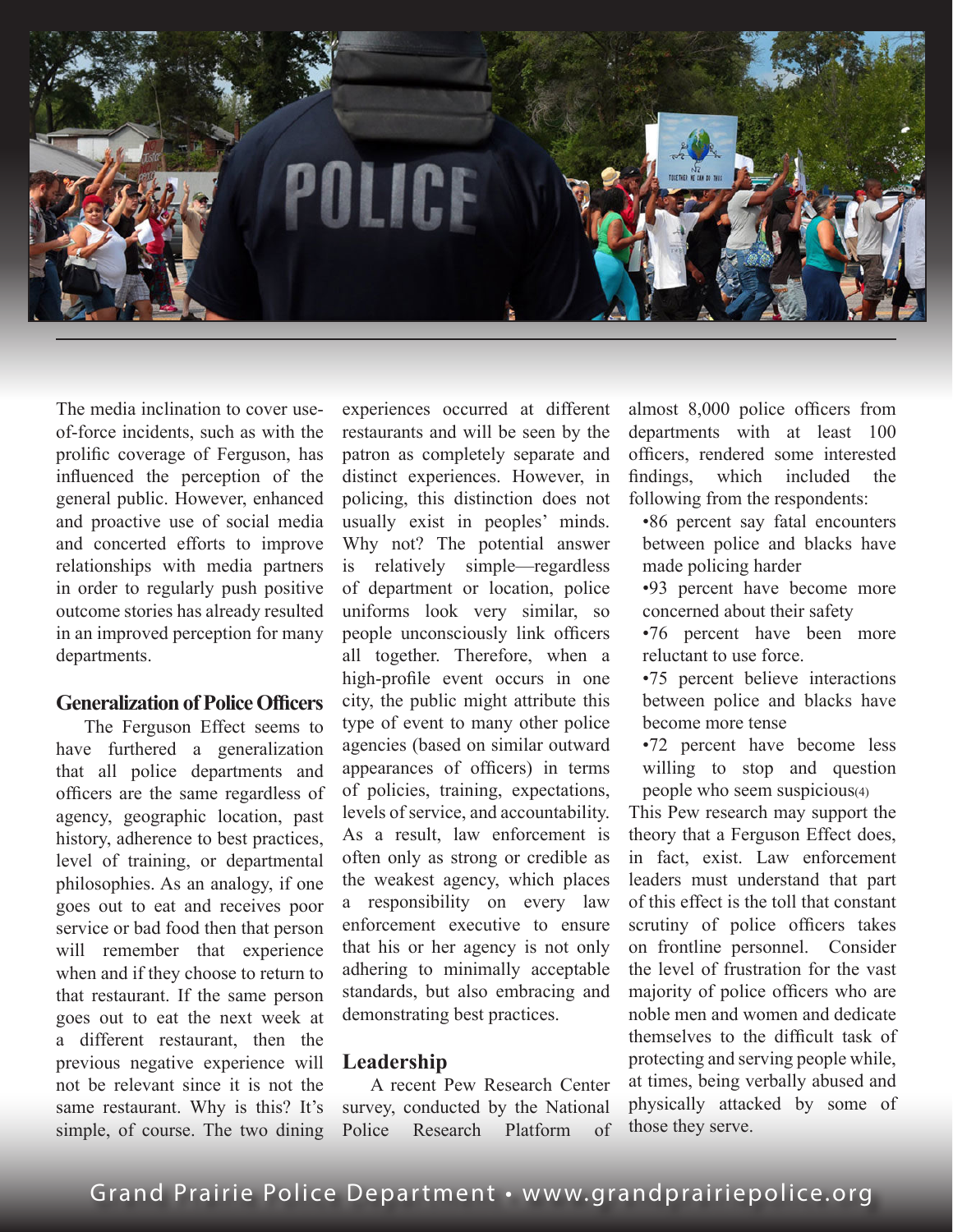The media inclination to cover use-of-force incidents, such as with the prolific coverage of Ferguson, has influenced the perception of the general public. However, enhanced and proactive use of social media and concerted efforts to improve relationships with media partners in order to regularly push positive outcome stories has already resulted in an improved perception for many departments.

## Generalization of Police Officers

The Ferguson Effect seems to have furthered a generalization that all police departments and officers are the same regardless of agency, geographic location, past history, adherence to best practices, level of training, or departmental philosophies. As an analogy, if one goes out to eat and receives poor service or bad food then that person will remember that experience when and if they choose to return to that restaurant. If the same person goes out to eat the next week at a different restaurant, then the previous negative experience will not be relevant since it is not the same restaurant. Why is this? It's simple, of course. The two dining experiences occurred at different restaurants and will be seen by the patron as completely separate and distinct experiences. However, in policing, this distinction does not usually exist in peoples' minds. Why not? The potential answer is relatively simple—regardless of department or location, police uniforms look very similar, so people unconsciously link officers all together. Therefore, when a high-profile event occurs in one city, the public might attribute this type of event to many other police agencies (based on similar outward appearances of officers) in terms of policies, training, expectations, levels of service, and accountability. As a result, law enforcement is often only as strong or credible as the weakest agency, which places a responsibility on every law enforcement executive to ensure that his or her agency is not only adhering to minimally acceptable standards, but also embracing and demonstrating best practices.

## Leadership

A recent Pew Research Center survey, conducted by the National Police Research Platform of almost 8,000 police officers from departments with at least 100 officers, rendered some interested findings, which included the following from the respondents:

- 86 percent say fatal encounters between police and blacks have made policing harder
- 93 percent have become more concerned about their safety
- 76 percent have been more reluctant to use force.
- 75 percent believe interactions between police and blacks have become more tense
- 72 percent have become less willing to stop and question people who seem suspicious[4]

This Pew research may support the theory that a Ferguson Effect does, in fact, exist. Law enforcement leaders must understand that part of this effect is the toll that constant scrutiny of police officers takes on frontline personnel. Consider the level of frustration for the vast majority of police officers who are noble men and women and dedicate themselves to the difficult task of protecting and serving people while, at times, being verbally abused and physically attacked by some of those they serve.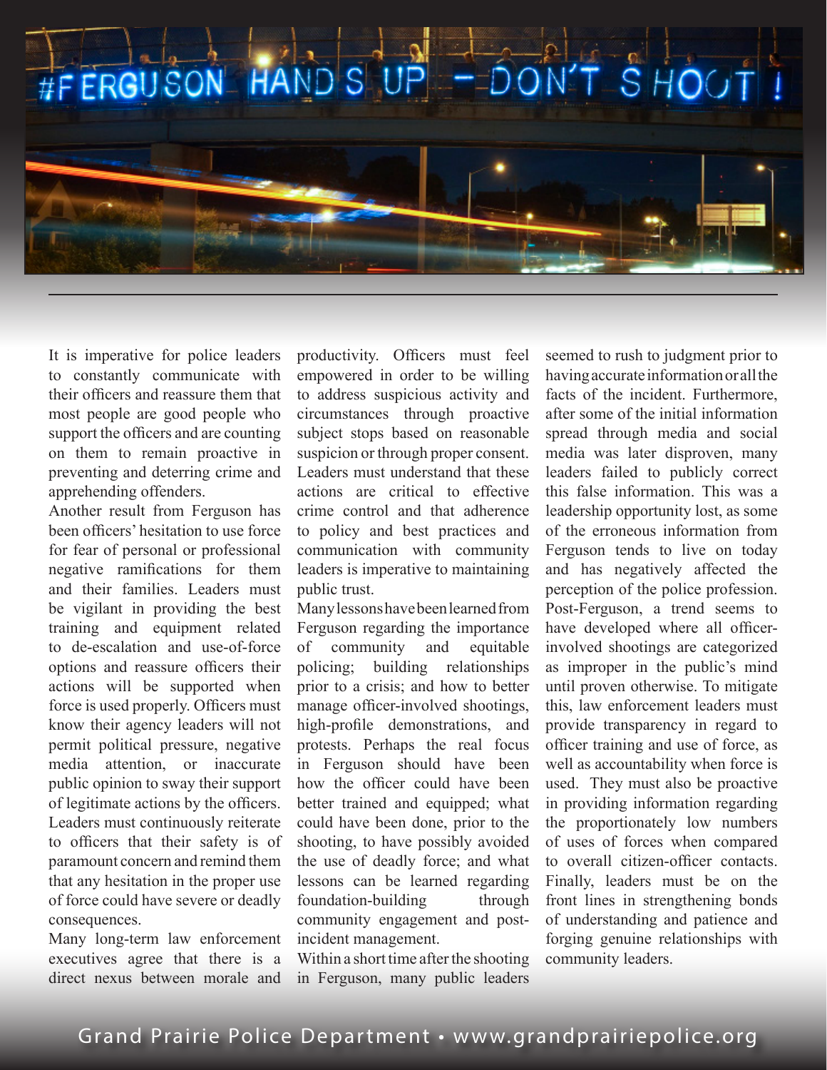It is imperative for police leaders to constantly communicate with their officers and reassure them that most people are good people who support the officers and are counting on them to remain proactive in preventing and deterring crime and apprehending offenders.

Another result from Ferguson has been officers' hesitation to use force for fear of personal or professional negative ramifications for them and their families. Leaders must be vigilant in providing the best training and equipment related to de-escalation and use-of-force options and reassure officers their actions will be supported when force is used properly. Officers must know their agency leaders will not permit political pressure, negative media attention, or inaccurate public opinion to sway their support of legitimate actions by the officers. Leaders must continuously reiterate to officers that their safety is of paramount concern and remind them that any hesitation in the proper use of force could have severe or deadly consequences.

Many long-term law enforcement executives agree that there is a direct nexus between morale and productivity. Officers must feel empowered in order to be willing to address suspicious activity and circumstances through proactive subject stops based on reasonable suspicion or through proper consent. Leaders must understand that these actions are critical to effective crime control and that adherence to policy and best practices and communication with community leaders is imperative to maintaining public trust.

Many lessons have been learned from Ferguson regarding the importance of community and equitable policing; building relationships prior to a crisis; and how to better manage officer-involved shootings, high-profile demonstrations, and protests. Perhaps the real focus in Ferguson should have been how the officer could have been better trained and equipped; what could have been done, prior to the shooting, to have possibly avoided the use of deadly force; and what lessons can be learned regarding foundation-building through community engagement and post-incident management.

Within a short time after the shooting in Ferguson, many public leaders seemed to rush to judgment prior to having accurate information or all the facts of the incident. Furthermore, after some of the initial information spread through media and social media was later disproven, many leaders failed to publicly correct this false information. This was a leadership opportunity lost, as some of the erroneous information from Ferguson tends to live on today and has negatively affected the perception of the police profession.

Post-Ferguson, a trend seems to have developed where all officer-involved shootings are categorized as improper in the public's mind until proven otherwise. To mitigate this, law enforcement leaders must provide transparency in regard to officer training and use of force, as well as accountability when force is used. They must also be proactive in providing information regarding the proportionately low numbers of uses of forces when compared to overall citizen-officer contacts. Finally, leaders must be on the front lines in strengthening bonds of understanding and patience and forging genuine relationships with community leaders.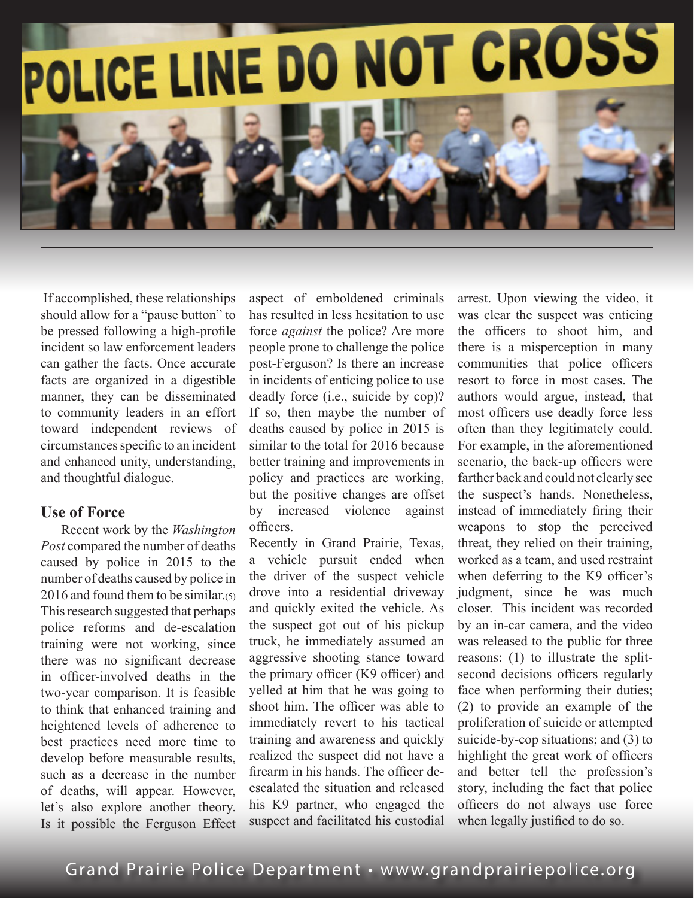If accomplished, these relationships should allow for a "pause button" to be pressed following a high-profile incident so law enforcement leaders can gather the facts. Once accurate facts are organized in a digestible manner, they can be disseminated to community leaders in an effort toward independent reviews of circumstances specific to an incident and enhanced unity, understanding, and thoughtful dialogue.

## Use of Force

Recent work by the *Washington Post* compared the number of deaths caused by police in 2015 to the number of deaths caused by police in 2016 and found them to be similar.(5) This research suggested that perhaps police reforms and de-escalation training were not working, since there was no significant decrease in officer-involved deaths in the two-year comparison. It is feasible to think that enhanced training and heightened levels of adherence to best practices need more time to develop before measurable results, such as a decrease in the number of deaths, will appear. However, let's also explore another theory. Is it possible the Ferguson Effect aspect of emboldened criminals has resulted in less hesitation to use force *against* the police? Are more people prone to challenge the police post-Ferguson? Is there an increase in incidents of enticing police to use deadly force (i.e., suicide by cop)? If so, then maybe the number of deaths caused by police in 2015 is similar to the total for 2016 because better training and improvements in policy and practices are working, but the positive changes are offset by increased violence against officers.

Recently in Grand Prairie, Texas, a vehicle pursuit ended when the driver of the suspect vehicle drove into a residential driveway and quickly exited the vehicle. As the suspect got out of his pickup truck, he immediately assumed an aggressive shooting stance toward the primary officer (K9 officer) and yelled at him that he was going to shoot him. The officer was able to immediately revert to his tactical training and awareness and quickly realized the suspect did not have a firearm in his hands. The officer de-escalated the situation and released his K9 partner, who engaged the suspect and facilitated his custodial arrest. Upon viewing the video, it was clear the suspect was enticing the officers to shoot him, and there is a misperception in many communities that police officers resort to force in most cases. The authors would argue, instead, that most officers use deadly force less often than they legitimately could. For example, in the aforementioned scenario, the back-up officers were farther back and could not clearly see the suspect's hands. Nonetheless, instead of immediately firing their weapons to stop the perceived threat, they relied on their training, worked as a team, and used restraint when deferring to the K9 officer's judgment, since he was much closer. This incident was recorded by an in-car camera, and the video was released to the public for three reasons: (1) to illustrate the split-second decisions officers regularly face when performing their duties; (2) to provide an example of the proliferation of suicide or attempted suicide-by-cop situations; and (3) to highlight the great work of officers and better tell the profession's story, including the fact that police officers do not always use force when legally justified to do so.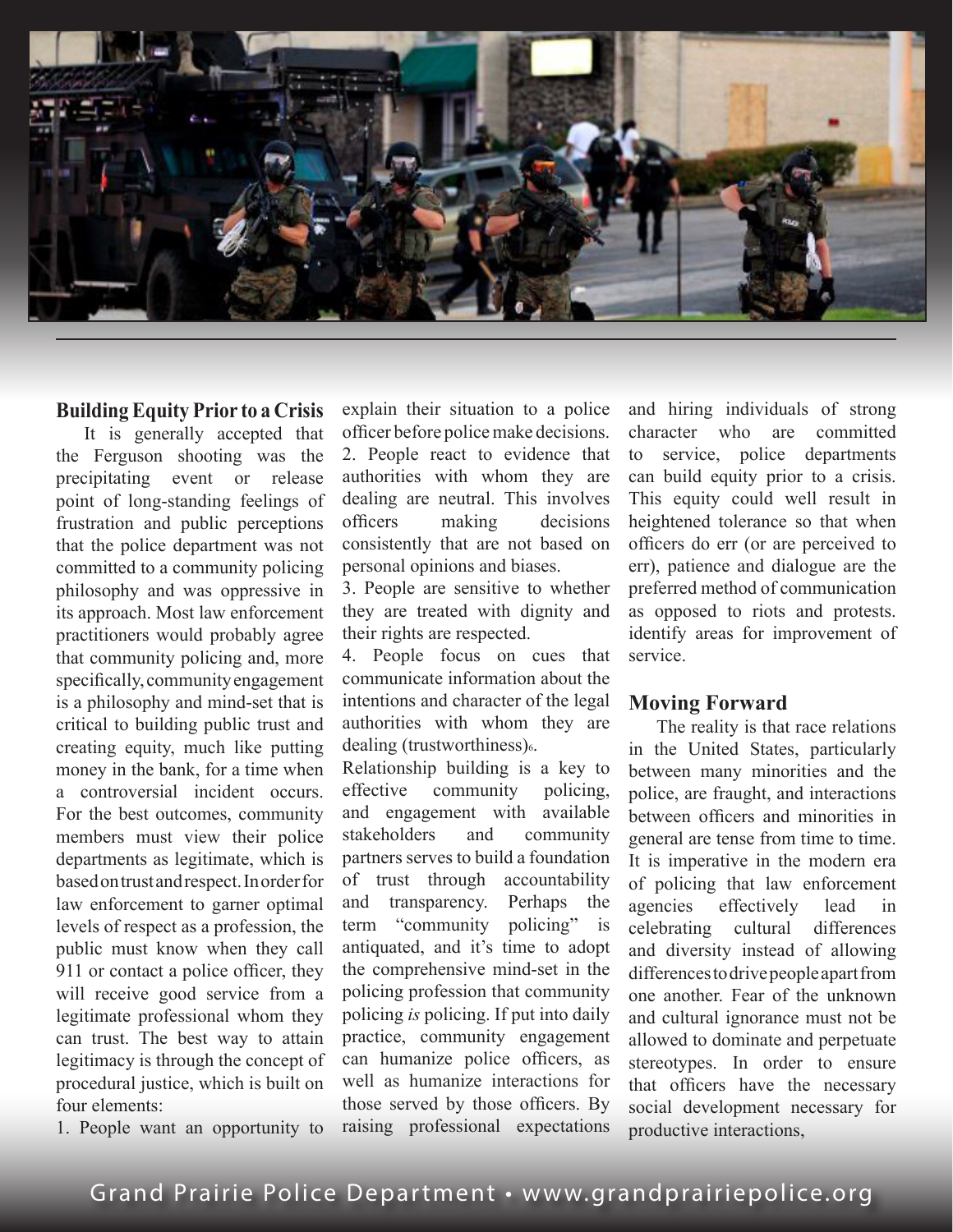## Building Equity Prior to a Crisis

It is generally accepted that the Ferguson shooting was the precipitating event or release point of long-standing feelings of frustration and public perceptions that the police department was not committed to a community policing philosophy and was oppressive in its approach. Most law enforcement practitioners would probably agree that community policing and, more specifically, community engagement is a philosophy and mind-set that is critical to building public trust and creating equity, much like putting money in the bank, for a time when a controversial incident occurs. For the best outcomes, community members must view their police departments as legitimate, which is based on trust and respect. In order for law enforcement to garner optimal levels of respect as a profession, the public must know when they call 911 or contact a police officer, they will receive good service from a legitimate professional whom they can trust. The best way to attain legitimacy is through the concept of procedural justice, which is built on four elements:

1. People want an opportunity to explain their situation to a police officer before police make decisions.
2. People react to evidence that authorities with whom they are dealing are neutral. This involves officers making decisions consistently that are not based on personal opinions and biases.
3. People are sensitive to whether they are treated with dignity and their rights are respected.
4. People focus on cues that communicate information about the intentions and character of the legal authorities with whom they are dealing (trustworthiness)[6].

Relationship building is a key to effective community policing, and engagement with available stakeholders and community partners serves to build a foundation of trust through accountability and transparency. Perhaps the term "community policing" is antiquated, and it's time to adopt the comprehensive mind-set in the policing profession that community policing *is* policing. If put into daily practice, community engagement can humanize police officers, as well as humanize interactions for those served by those officers. By raising professional expectations and hiring individuals of strong character who are committed to service, police departments can build equity prior to a crisis. This equity could well result in heightened tolerance so that when officers do err (or are perceived to err), patience and dialogue are the preferred method of communication as opposed to riots and protests. identify areas for improvement of service.

## Moving Forward

The reality is that race relations in the United States, particularly between many minorities and the police, are fraught, and interactions between officers and minorities in general are tense from time to time. It is imperative in the modern era of policing that law enforcement agencies effectively lead in celebrating cultural differences and diversity instead of allowing differences to drive people apart from one another. Fear of the unknown and cultural ignorance must not be allowed to dominate and perpetuate stereotypes. In order to ensure that officers have the necessary social development necessary for productive interactions,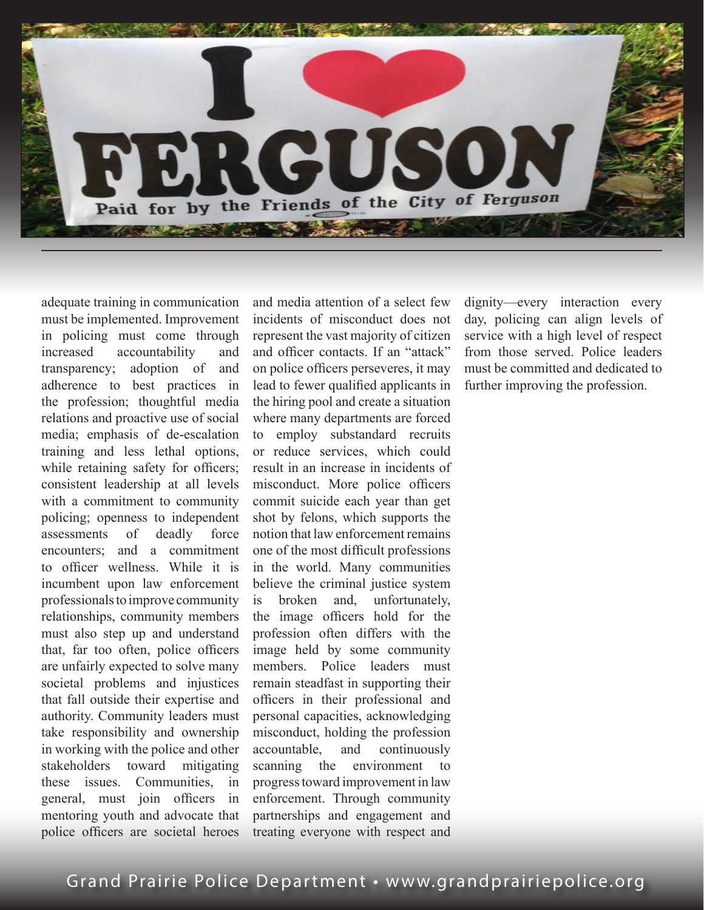adequate training in communication must be implemented. Improvement in policing must come through increased accountability and transparency; adoption of and adherence to best practices in the profession; thoughtful media relations and proactive use of social media; emphasis of de-escalation training and less lethal options, while retaining safety for officers; consistent leadership at all levels with a commitment to community policing; openness to independent assessments of deadly force encounters; and a commitment to officer wellness. While it is incumbent upon law enforcement professionals to improve community relationships, community members must also step up and understand that, far too often, police officers are unfairly expected to solve many societal problems and injustices that fall outside their expertise and authority. Community leaders must take responsibility and ownership in working with the police and other stakeholders toward mitigating these issues. Communities, in general, must join officers in mentoring youth and advocate that police officers are societal heroes and media attention of a select few incidents of misconduct does not represent the vast majority of citizen and officer contacts. If an "attack" on police officers perseveres, it may lead to fewer qualified applicants in the hiring pool and create a situation where many departments are forced to employ substandard recruits or reduce services, which could result in an increase in incidents of misconduct. More police officers commit suicide each year than get shot by felons, which supports the notion that law enforcement remains one of the most difficult professions in the world. Many communities believe the criminal justice system is broken and, unfortunately, the image officers hold for the profession often differs with the image held by some community members. Police leaders must remain steadfast in supporting their officers in their professional and personal capacities, acknowledging misconduct, holding the profession accountable, and continuously scanning the environment to progress toward improvement in law enforcement. Through community partnerships and engagement and treating everyone with respect and dignity—every interaction every day, policing can align levels of service with a high level of respect from those served. Police leaders must be committed and dedicated to further improving the profession.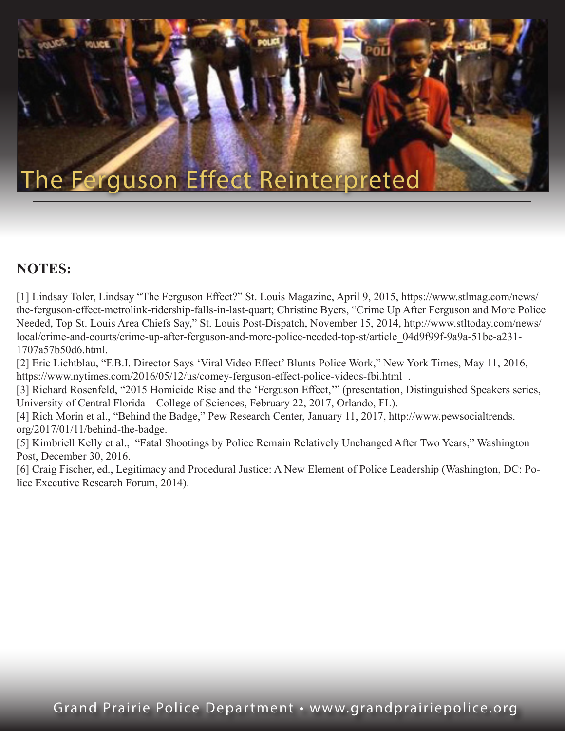## NOTES:

[1] Lindsay Toler, Lindsay "The Ferguson Effect?" St. Louis Magazine, April 9, 2015, https://www.stlmag.com/news/the-ferguson-effect-metrolink-ridership-falls-in-last-quart; Christine Byers, "Crime Up After Ferguson and More Police Needed, Top St. Louis Area Chiefs Say," St. Louis Post-Dispatch, November 15, 2014, http://www.stltoday.com/news/local/crime-and-courts/crime-up-after-ferguson-and-more-police-needed-top-st/article_04d9f99f-9a9a-51be-a231-1707a57b50d6.html.

[2] Eric Lichtblau, "F.B.I. Director Says 'Viral Video Effect' Blunts Police Work," New York Times, May 11, 2016, https://www.nytimes.com/2016/05/12/us/comey-ferguson-effect-police-videos-fbi.html .

[3] Richard Rosenfeld, "2015 Homicide Rise and the 'Ferguson Effect,'" (presentation, Distinguished Speakers series, University of Central Florida – College of Sciences, February 22, 2017, Orlando, FL).

[4] Rich Morin et al., "Behind the Badge," Pew Research Center, January 11, 2017, http://www.pewsocialtrends.org/2017/01/11/behind-the-badge.

[5] Kimbriell Kelly et al., "Fatal Shootings by Police Remain Relatively Unchanged After Two Years," Washington Post, December 30, 2016.

[6] Craig Fischer, ed., Legitimacy and Procedural Justice: A New Element of Police Leadership (Washington, DC: Police Executive Research Forum, 2014).